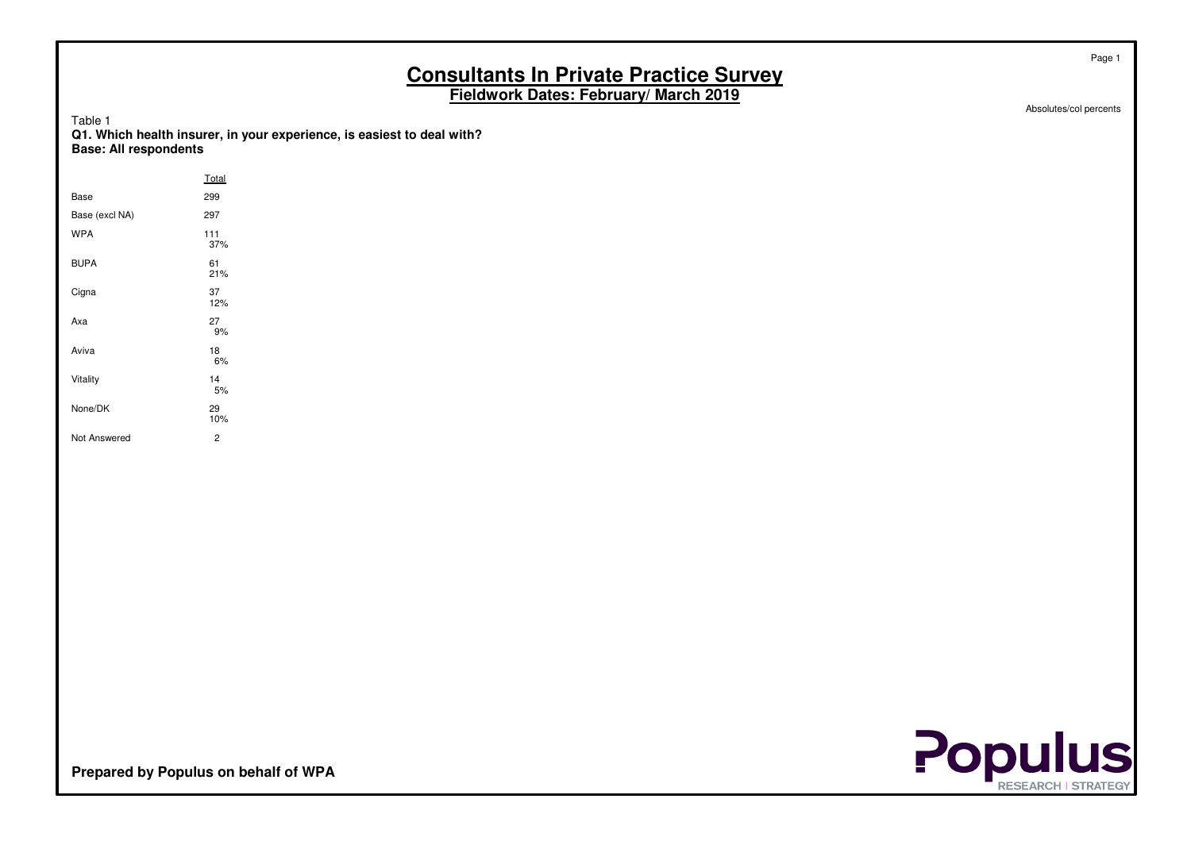# Consultants In Private Practice Survey

## Fieldwork Dates: February/ March 2019

Absolutes/col percents

Table 1

**Q1. Which health insurer, in your experience, is easiest to deal with?**
**Base: All respondents**

| | Total |
|---|---|
| Base | 299 |
| Base (excl NA) | 297 |
| WPA | 111<br>37% |
| BUPA | 61<br>21% |
| Cigna | 37<br>12% |
| Axa | 27<br>9% |
| Aviva | 18<br>6% |
| Vitality | 14<br>5% |
| None/DK | 29<br>10% |
| Not Answered | 2 |

**Prepared by Populus on behalf of WPA**

Populus RESEARCH | STRATEGY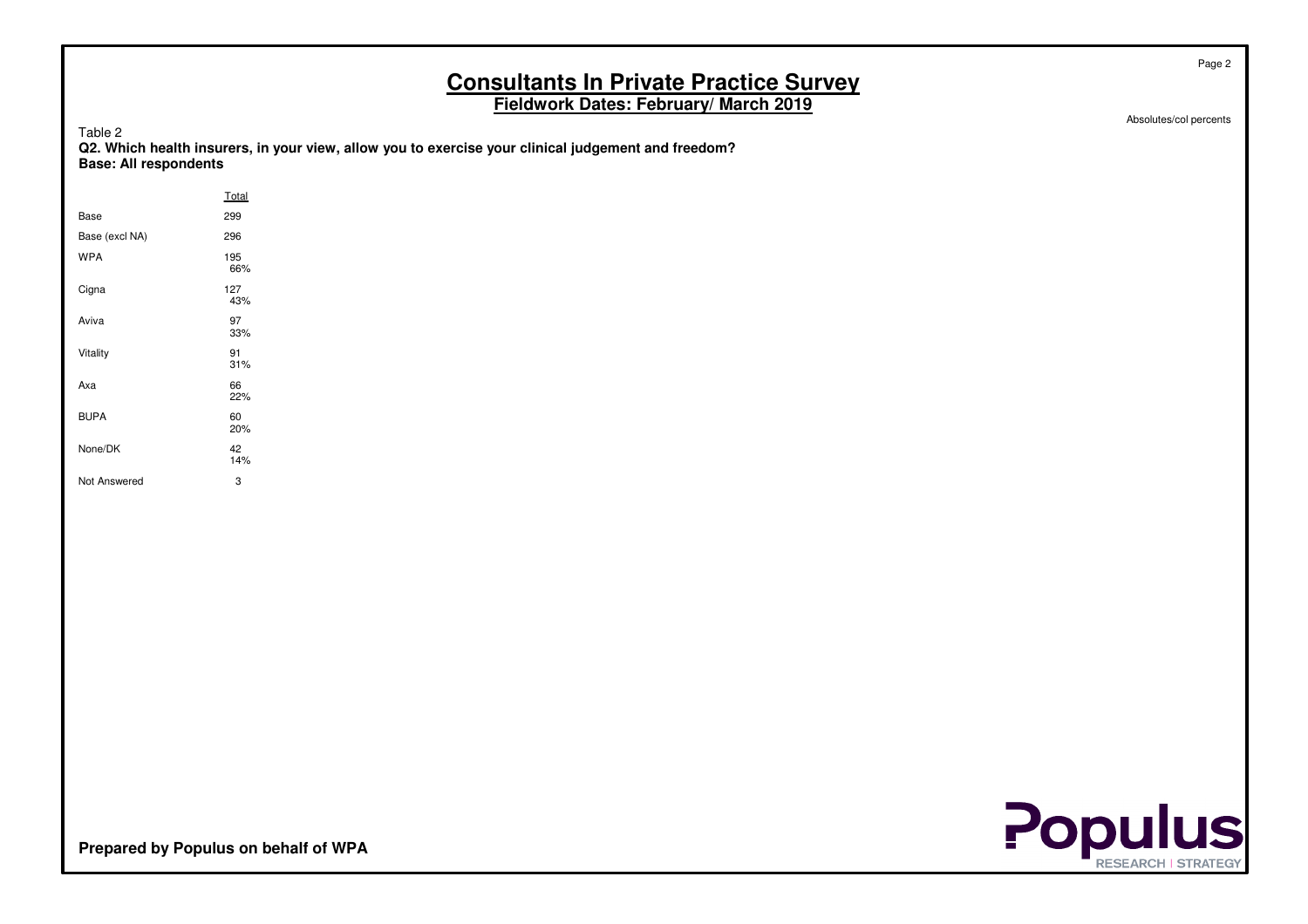# Consultants In Private Practice Survey

## Fieldwork Dates: February/ March 2019

Absolutes/col percents

Table 2

**Q2. Which health insurers, in your view, allow you to exercise your clinical judgement and freedom?**
**Base: All respondents**

| | Total |
|---|---|
| Base | 299 |
| Base (excl NA) | 296 |
| WPA | 195<br>66% |
| Cigna | 127<br>43% |
| Aviva | 97<br>33% |
| Vitality | 91<br>31% |
| Axa | 66<br>22% |
| BUPA | 60<br>20% |
| None/DK | 42<br>14% |
| Not Answered | 3 |

**Prepared by Populus on behalf of WPA**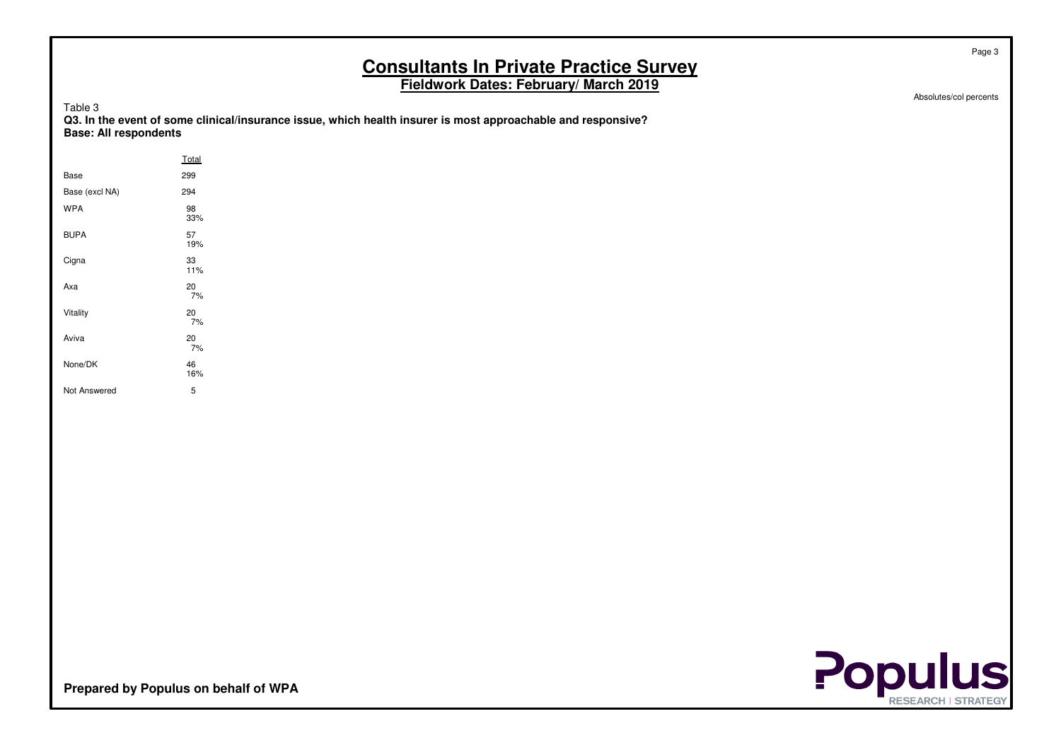# Consultants In Private Practice Survey

## Fieldwork Dates: February/ March 2019

Absolutes/col percents

Table 3

**Q3. In the event of some clinical/insurance issue, which health insurer is most approachable and responsive?**
**Base: All respondents**

| | Total |
|---|---|
| Base | 299 |
| Base (excl NA) | 294 |
| WPA | 98<br>33% |
| BUPA | 57<br>19% |
| Cigna | 33<br>11% |
| Axa | 20<br>7% |
| Vitality | 20<br>7% |
| Aviva | 20<br>7% |
| None/DK | 46<br>16% |
| Not Answered | 5 |

**Prepared by Populus on behalf of WPA**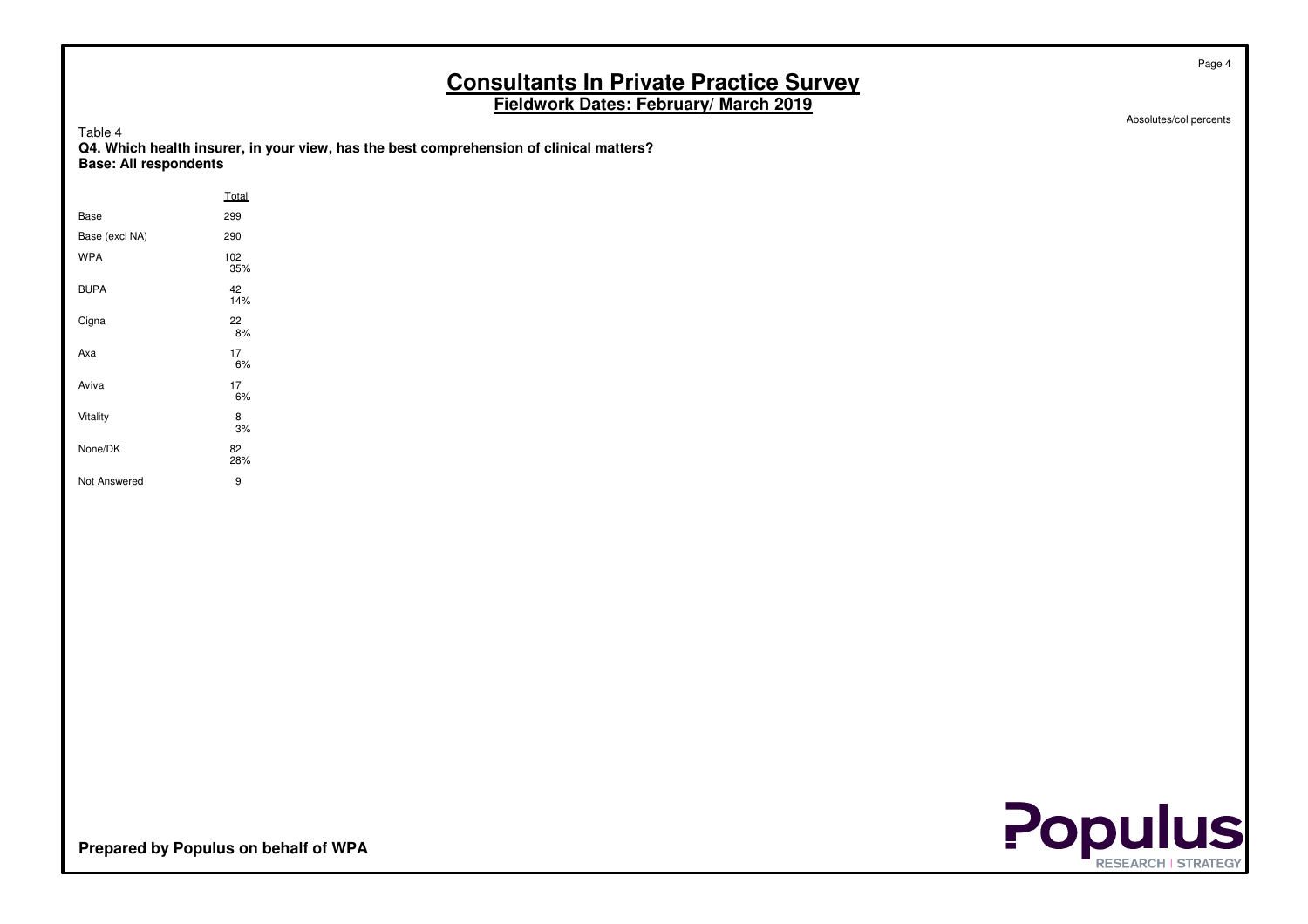# Consultants In Private Practice Survey

## Fieldwork Dates: February/ March 2019

Absolutes/col percents

Table 4

**Q4. Which health insurer, in your view, has the best comprehension of clinical matters?**
**Base: All respondents**

| | Total |
|---|---|
| Base | 299 |
| Base (excl NA) | 290 |
| WPA | 102<br>35% |
| BUPA | 42<br>14% |
| Cigna | 22<br>8% |
| Axa | 17<br>6% |
| Aviva | 17<br>6% |
| Vitality | 8<br>3% |
| None/DK | 82<br>28% |
| Not Answered | 9 |

**Prepared by Populus on behalf of WPA**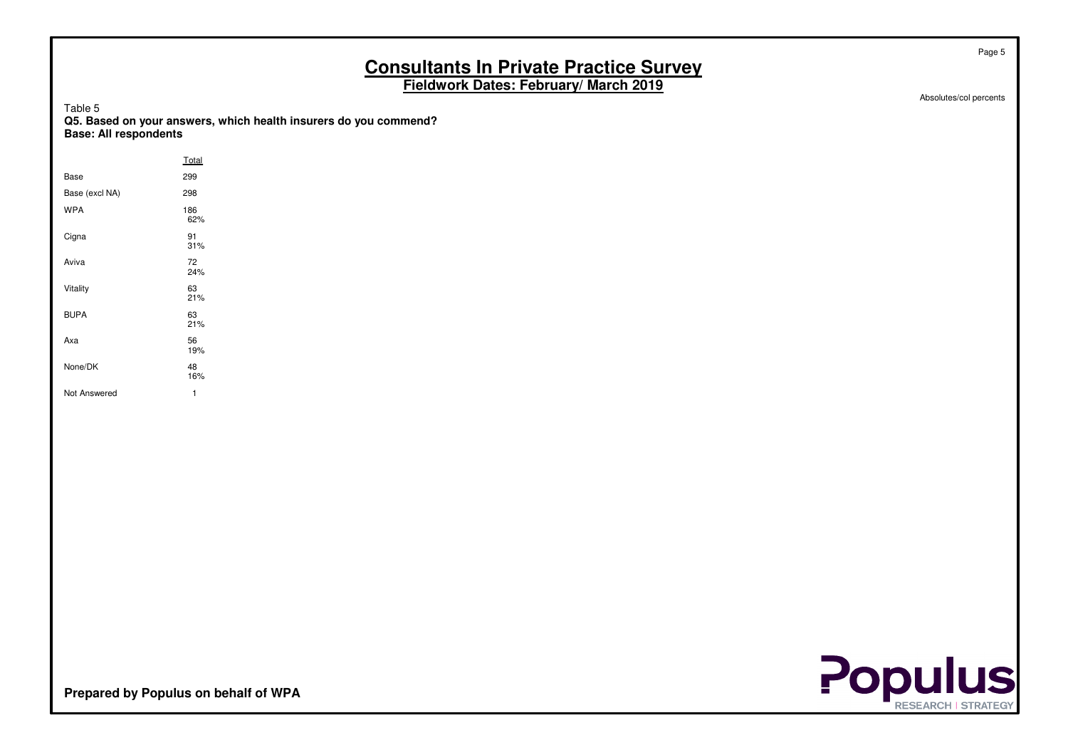# Consultants In Private Practice Survey

## Fieldwork Dates: February/ March 2019

Absolutes/col percents

Table 5

**Q5. Based on your answers, which health insurers do you commend?**
**Base: All respondents**

| | Total |
|---|---|
| Base | 299 |
| Base (excl NA) | 298 |
| WPA | 186<br>62% |
| Cigna | 91<br>31% |
| Aviva | 72<br>24% |
| Vitality | 63<br>21% |
| BUPA | 63<br>21% |
| Axa | 56<br>19% |
| None/DK | 48<br>16% |
| Not Answered | 1 |

**Prepared by Populus on behalf of WPA**